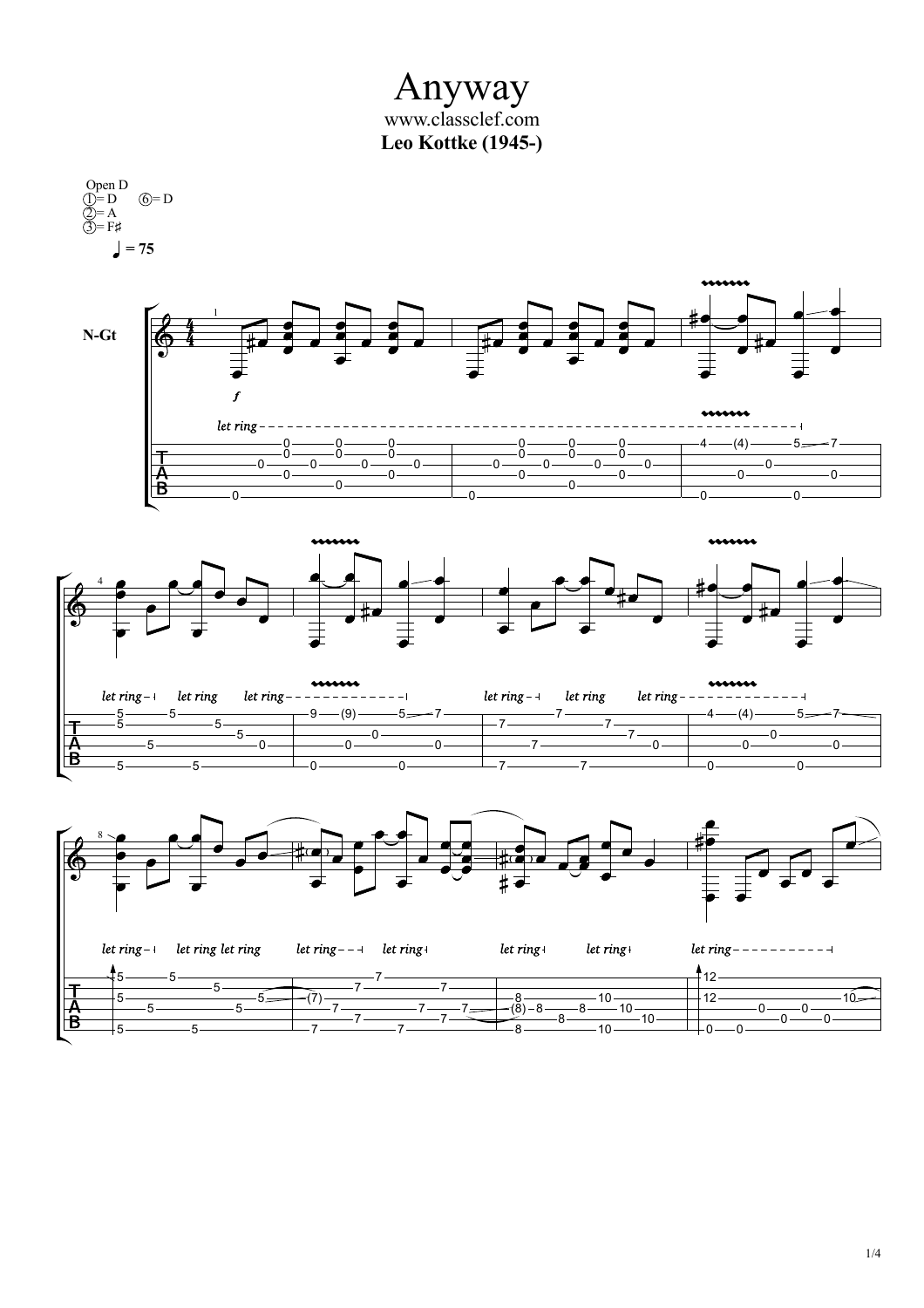# Anyway

www.classclef.com

**Leo Kottke (1945-)**

Open D
①= D ⑥= D
②= A
③= F♯

♩ = 75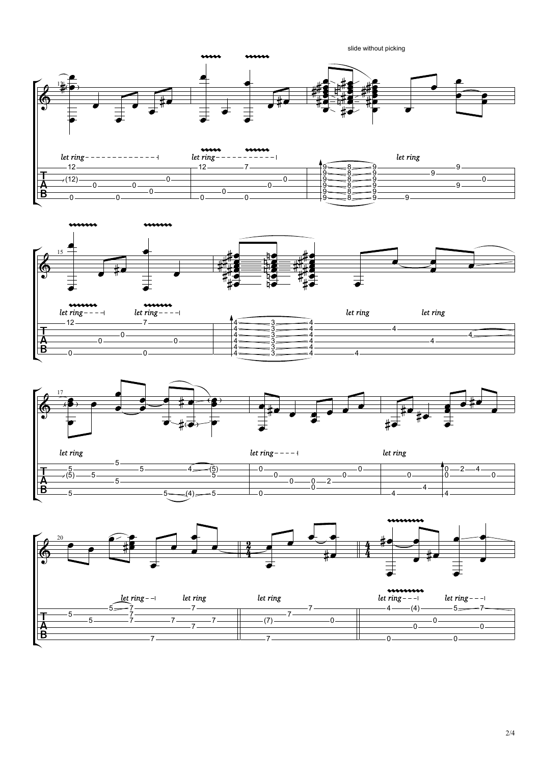slide without picking

let ring let ring let ring

let ring let ring let ring

let ring let ring let ring

let ring let ring let ring let ring let ring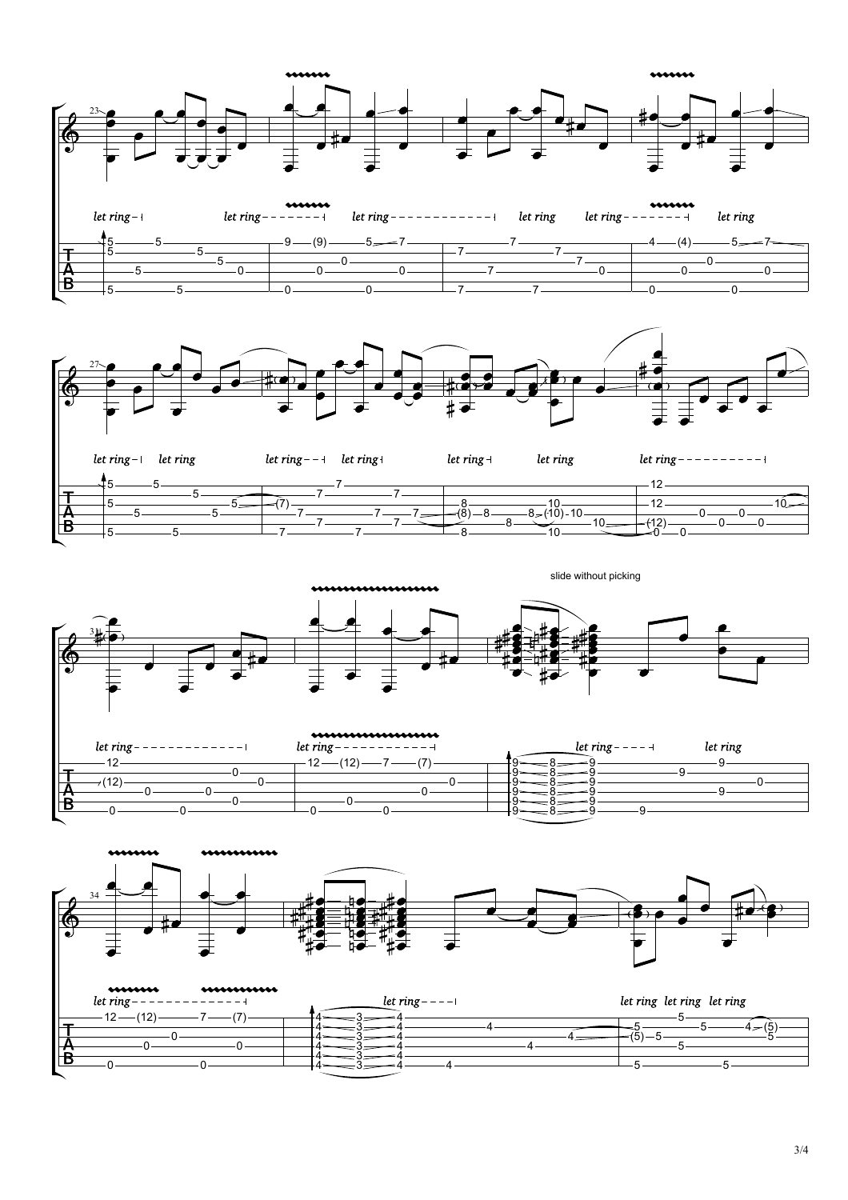let ring let ring let ring let ring let ring let ring

let ring let ring let ring let ring let ring let ring let ring

slide without picking

let ring let ring let ring let ring

let ring let ring let ring let ring let ring